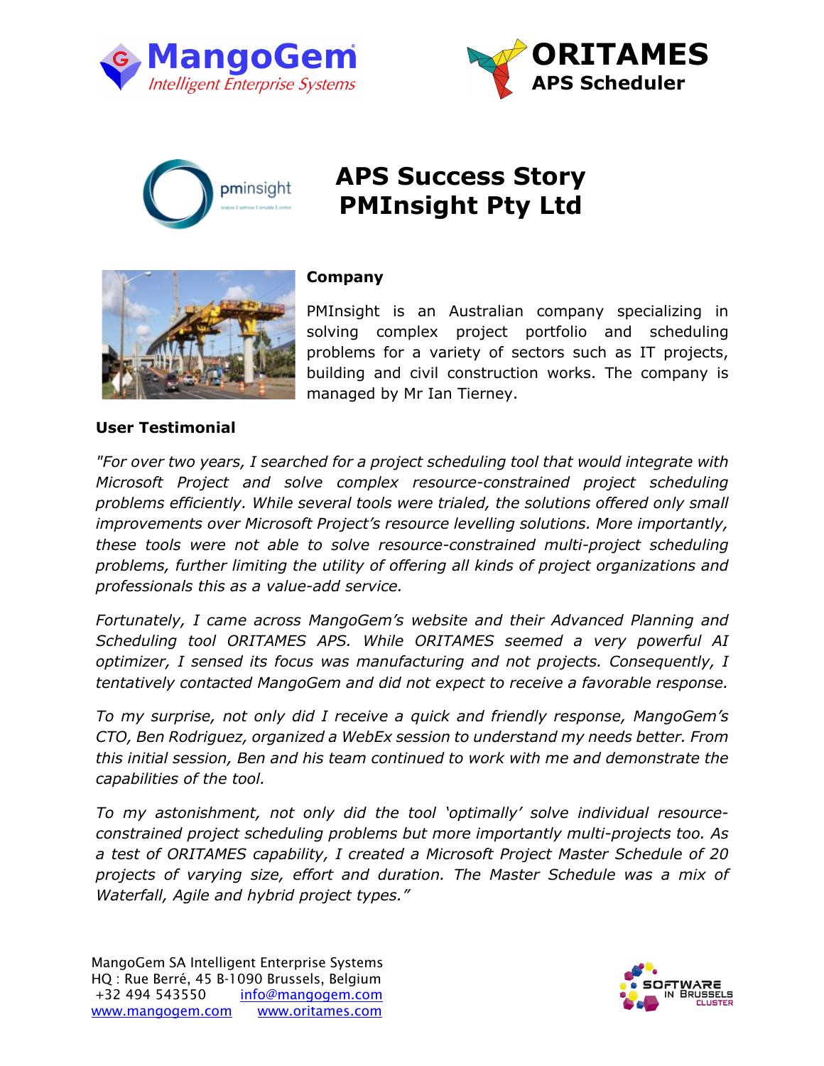MangoGem
Intelligent Enterprise Systems

ORITAMES
APS Scheduler

pminsight

# APS Success Story PMInsight Pty Ltd

## Company

PMInsight is an Australian company specializing in solving complex project portfolio and scheduling problems for a variety of sectors such as IT projects, building and civil construction works. The company is managed by Mr Ian Tierney.

## User Testimonial

*"For over two years, I searched for a project scheduling tool that would integrate with Microsoft Project and solve complex resource-constrained project scheduling problems efficiently. While several tools were trialed, the solutions offered only small improvements over Microsoft Project's resource levelling solutions. More importantly, these tools were not able to solve resource-constrained multi-project scheduling problems, further limiting the utility of offering all kinds of project organizations and professionals this as a value-add service.*

*Fortunately, I came across MangoGem's website and their Advanced Planning and Scheduling tool ORITAMES APS. While ORITAMES seemed a very powerful AI optimizer, I sensed its focus was manufacturing and not projects. Consequently, I tentatively contacted MangoGem and did not expect to receive a favorable response.*

*To my surprise, not only did I receive a quick and friendly response, MangoGem's CTO, Ben Rodriguez, organized a WebEx session to understand my needs better. From this initial session, Ben and his team continued to work with me and demonstrate the capabilities of the tool.*

*To my astonishment, not only did the tool 'optimally' solve individual resource-constrained project scheduling problems but more importantly multi-projects too. As a test of ORITAMES capability, I created a Microsoft Project Master Schedule of 20 projects of varying size, effort and duration. The Master Schedule was a mix of Waterfall, Agile and hybrid project types."*

MangoGem SA Intelligent Enterprise Systems
HQ : Rue Berré, 45 B-1090 Brussels, Belgium
+32 494 543550 info@mangogem.com
www.mangogem.com www.oritames.com

SOFTWARE IN BRUSSELS CLUSTER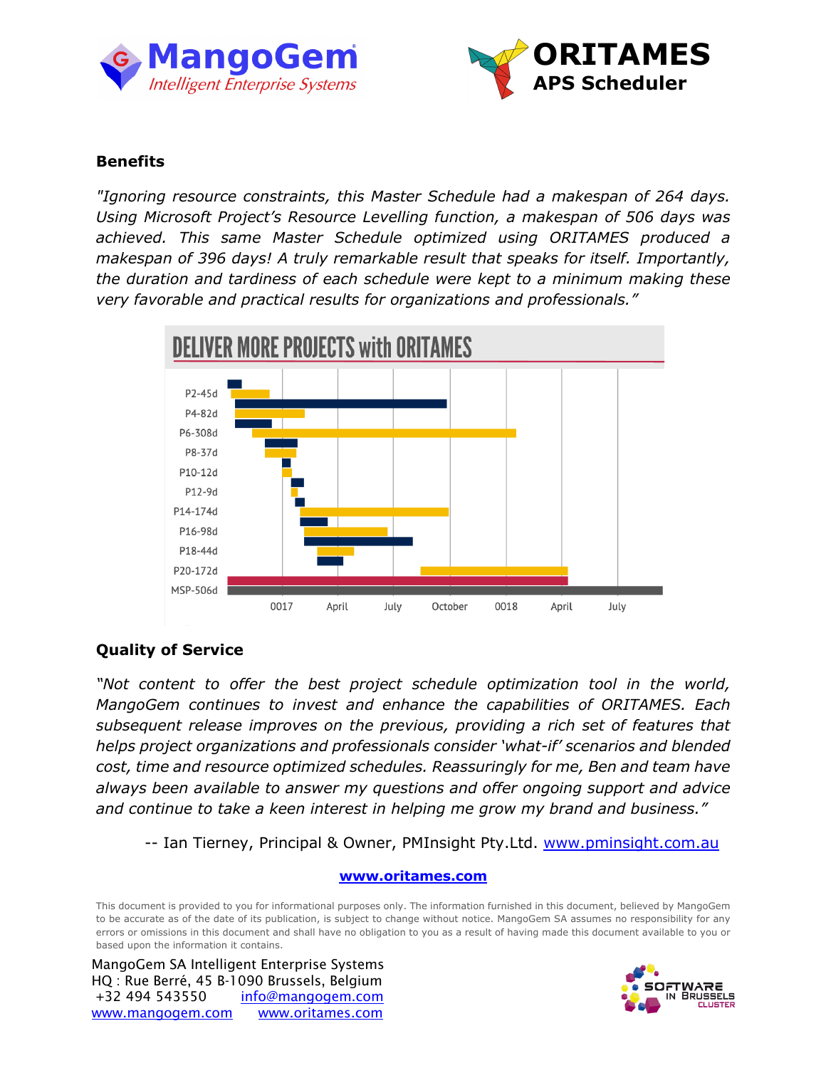MangoGem
*Intelligent Enterprise Systems*

**ORITAMES**
**APS Scheduler**

## Benefits

*"Ignoring resource constraints, this Master Schedule had a makespan of 264 days. Using Microsoft Project's Resource Levelling function, a makespan of 506 days was achieved. This same Master Schedule optimized using ORITAMES produced a makespan of 396 days! A truly remarkable result that speaks for itself. Importantly, the duration and tardiness of each schedule were kept to a minimum making these very favorable and practical results for organizations and professionals."*

DELIVER MORE PROJECTS with ORITAMES

P2-45d
P4-82d
P6-308d
P8-37d
P10-12d
P12-9d
P14-174d
P16-98d
P18-44d
P20-172d
MSP-506d

0017
April
July
October
0018
April
July

## Quality of Service

*"Not content to offer the best project schedule optimization tool in the world, MangoGem continues to invest and enhance the capabilities of ORITAMES. Each subsequent release improves on the previous, providing a rich set of features that helps project organizations and professionals consider 'what-if' scenarios and blended cost, time and resource optimized schedules. Reassuringly for me, Ben and team have always been available to answer my questions and offer ongoing support and advice and continue to take a keen interest in helping me grow my brand and business."*

-- Ian Tierney, Principal & Owner, PMInsight Pty.Ltd. www.pminsight.com.au

**www.oritames.com**

This document is provided to you for informational purposes only. The information furnished in this document, believed by MangoGem to be accurate as of the date of its publication, is subject to change without notice. MangoGem SA assumes no responsibility for any errors or omissions in this document and shall have no obligation to you as a result of having made this document available to you or based upon the information it contains.

MangoGem SA Intelligent Enterprise Systems
HQ : Rue Berré, 45 B-1090 Brussels, Belgium
+32 494 543550 info@mangogem.com
www.mangogem.com www.oritames.com

SOFTWARE IN BRUSSELS CLUSTER